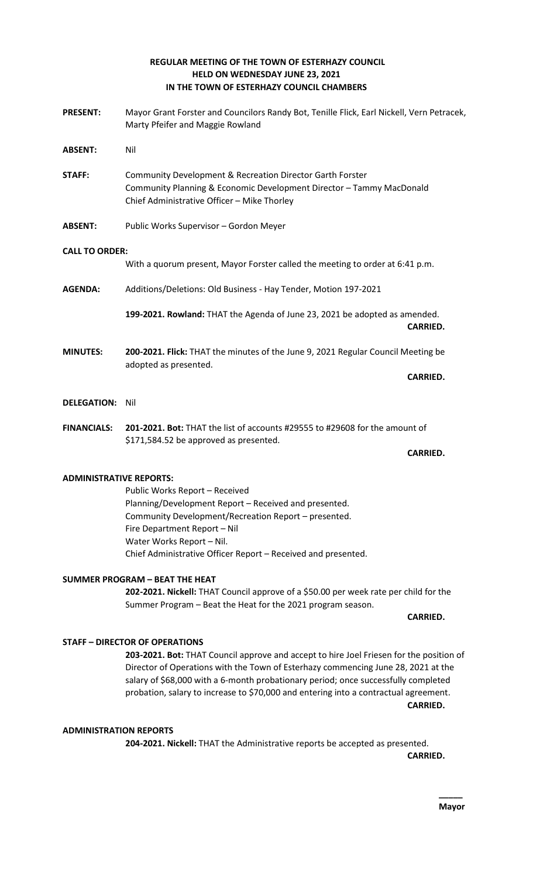# REGULAR MEETING OF THE TOWN OF ESTERHAZY COUNCIL HELD ON WEDNESDAY JUNE 23, 2021 IN THE TOWN OF ESTERHAZY COUNCIL CHAMBERS

**PRESENT:** Mayor Grant Forster and Councilors Randy Bot, Tenille Flick, Earl Nickell, Vern Petracek, Marty Pfeifer and Maggie Rowland

**ABSENT:** Nil

**STAFF:** Community Development & Recreation Director Garth Forster
Community Planning & Economic Development Director – Tammy MacDonald
Chief Administrative Officer – Mike Thorley

**ABSENT:** Public Works Supervisor – Gordon Meyer

**CALL TO ORDER:**

With a quorum present, Mayor Forster called the meeting to order at 6:41 p.m.

**AGENDA:** Additions/Deletions: Old Business - Hay Tender, Motion 197-2021

**199-2021. Rowland:** THAT the Agenda of June 23, 2021 be adopted as amended.
**CARRIED.**

**MINUTES:** **200-2021. Flick:** THAT the minutes of the June 9, 2021 Regular Council Meeting be adopted as presented.
**CARRIED.**

**DELEGATION:** Nil

**FINANCIALS:** **201-2021. Bot:** THAT the list of accounts #29555 to #29608 for the amount of $171,584.52 be approved as presented.
**CARRIED.**

**ADMINISTRATIVE REPORTS:**

Public Works Report – Received
Planning/Development Report – Received and presented.
Community Development/Recreation Report – presented.
Fire Department Report – Nil
Water Works Report – Nil.
Chief Administrative Officer Report – Received and presented.

**SUMMER PROGRAM – BEAT THE HEAT**

**202-2021. Nickell:** THAT Council approve of a $50.00 per week rate per child for the Summer Program – Beat the Heat for the 2021 program season.
**CARRIED.**

**STAFF – DIRECTOR OF OPERATIONS**

**203-2021. Bot:** THAT Council approve and accept to hire Joel Friesen for the position of Director of Operations with the Town of Esterhazy commencing June 28, 2021 at the salary of $68,000 with a 6-month probationary period; once successfully completed probation, salary to increase to $70,000 and entering into a contractual agreement.
**CARRIED.**

**ADMINISTRATION REPORTS**

**204-2021. Nickell:** THAT the Administrative reports be accepted as presented.
**CARRIED.**

_____
**Mayor**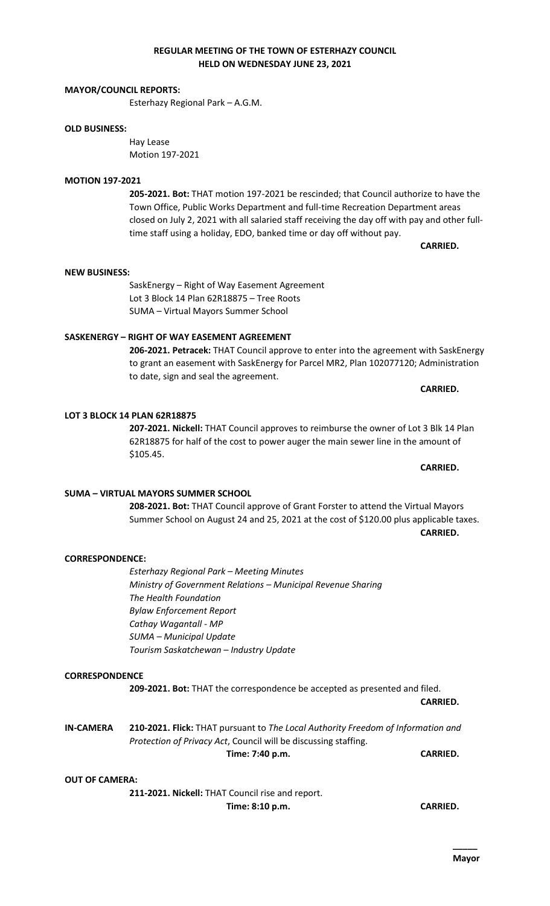**REGULAR MEETING OF THE TOWN OF ESTERHAZY COUNCIL HELD ON WEDNESDAY JUNE 23, 2021**

**MAYOR/COUNCIL REPORTS:**

Esterhazy Regional Park – A.G.M.

**OLD BUSINESS:**

Hay Lease
Motion 197-2021

**MOTION 197-2021**

**205-2021. Bot:** THAT motion 197-2021 be rescinded; that Council authorize to have the Town Office, Public Works Department and full-time Recreation Department areas closed on July 2, 2021 with all salaried staff receiving the day off with pay and other full-time staff using a holiday, EDO, banked time or day off without pay.

**CARRIED.**

**NEW BUSINESS:**

SaskEnergy – Right of Way Easement Agreement
Lot 3 Block 14 Plan 62R18875 – Tree Roots
SUMA – Virtual Mayors Summer School

**SASKENERGY – RIGHT OF WAY EASEMENT AGREEMENT**

**206-2021. Petracek:** THAT Council approve to enter into the agreement with SaskEnergy to grant an easement with SaskEnergy for Parcel MR2, Plan 102077120; Administration to date, sign and seal the agreement.

**CARRIED.**

**LOT 3 BLOCK 14 PLAN 62R18875**

**207-2021. Nickell:** THAT Council approves to reimburse the owner of Lot 3 Blk 14 Plan 62R18875 for half of the cost to power auger the main sewer line in the amount of $105.45.

**CARRIED.**

**SUMA – VIRTUAL MAYORS SUMMER SCHOOL**

**208-2021. Bot:** THAT Council approve of Grant Forster to attend the Virtual Mayors Summer School on August 24 and 25, 2021 at the cost of $120.00 plus applicable taxes.

**CARRIED.**

**CORRESPONDENCE:**

*Esterhazy Regional Park – Meeting Minutes*
*Ministry of Government Relations – Municipal Revenue Sharing*
*The Health Foundation*
*Bylaw Enforcement Report*
*Cathay Wagantall - MP*
*SUMA – Municipal Update*
*Tourism Saskatchewan – Industry Update*

**CORRESPONDENCE**

**209-2021. Bot:** THAT the correspondence be accepted as presented and filed.

**CARRIED.**

**IN-CAMERA** **210-2021. Flick:** THAT pursuant to *The Local Authority Freedom of Information and Protection of Privacy Act*, Council will be discussing staffing.

**Time: 7:40 p.m.** **CARRIED.**

**OUT OF CAMERA:**

**211-2021. Nickell:** THAT Council rise and report.

**Time: 8:10 p.m.** **CARRIED.**

**Mayor**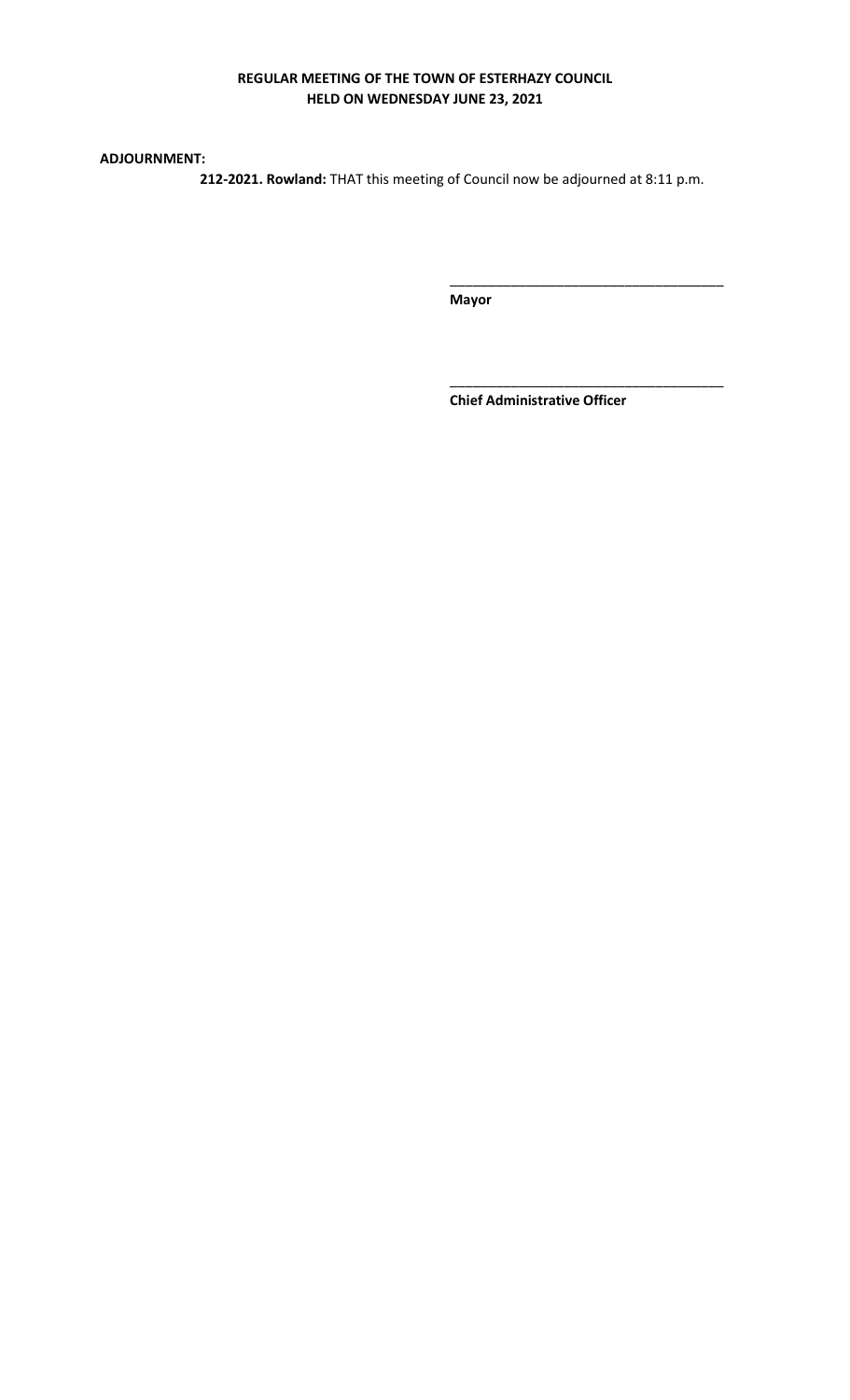**REGULAR MEETING OF THE TOWN OF ESTERHAZY COUNCIL**
**HELD ON WEDNESDAY JUNE 23, 2021**

**ADJOURNMENT:**

**212-2021. Rowland:** THAT this meeting of Council now be adjourned at 8:11 p.m.

\_\_\_\_\_\_\_\_\_\_\_\_\_\_\_\_\_\_\_\_\_\_\_\_\_\_\_\_\_\_\_\_\_\_\_\_

**Mayor**

\_\_\_\_\_\_\_\_\_\_\_\_\_\_\_\_\_\_\_\_\_\_\_\_\_\_\_\_\_\_\_\_\_\_\_\_

**Chief Administrative Officer**